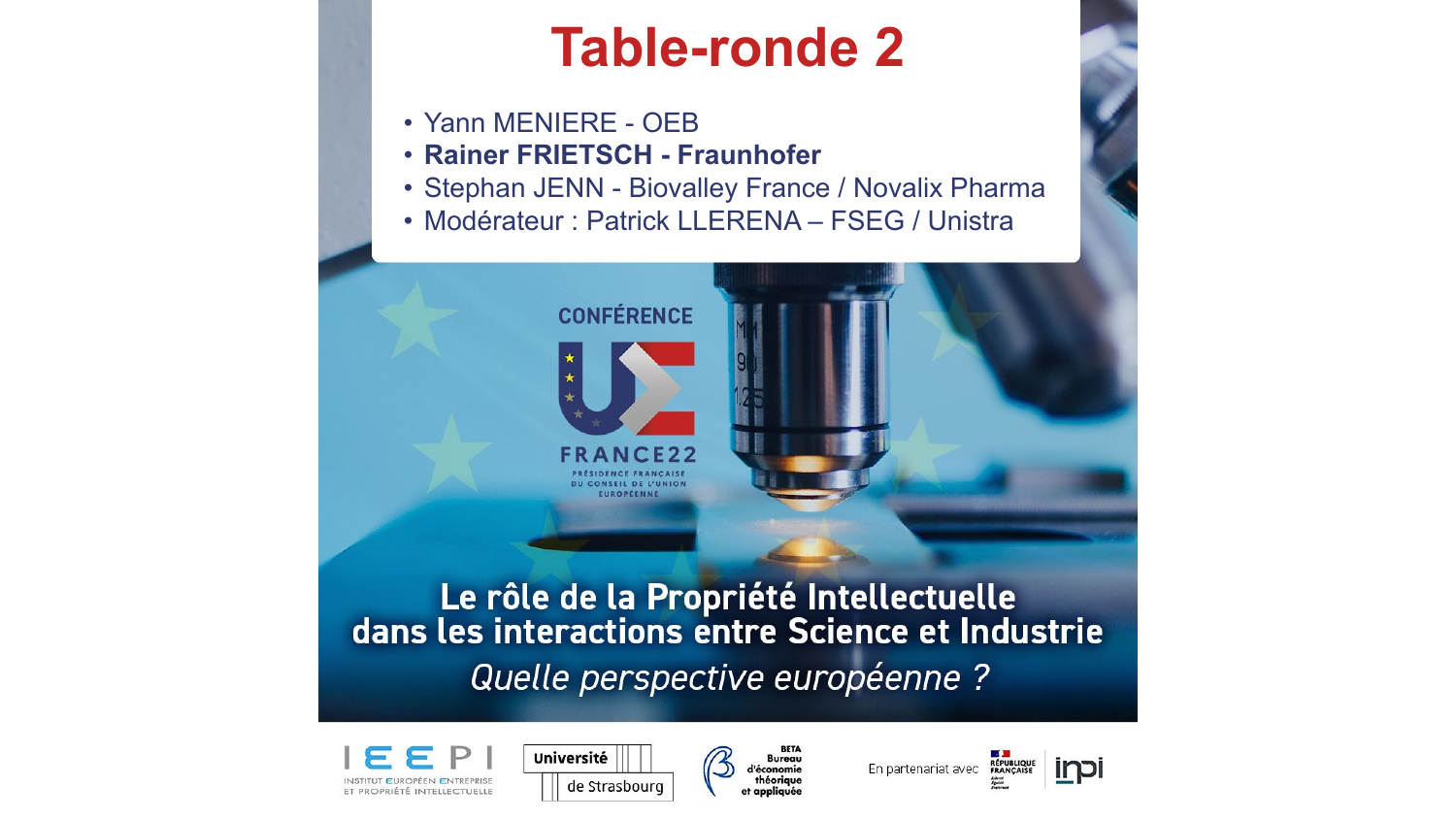# Table-ronde 2

- Yann MENIERE - OEB
- **Rainer FRIETSCH - Fraunhofer**
- Stephan JENN - Biovalley France / Novalix Pharma
- Modérateur : Patrick LLERENA – FSEG / Unistra

CONFÉRENCE

FRANCE22

PRÉSIDENCE FRANÇAISE DU CONSEIL DE L'UNION EUROPÉENNE

**Le rôle de la Propriété Intellectuelle dans les interactions entre Science et Industrie**

*Quelle perspective européenne ?*

IEEPI – INSTITUT EUROPÉEN ENTREPRISE ET PROPRIÉTÉ INTELLECTUELLE

Université de Strasbourg

BETA – Bureau d'économie théorique et appliquée

En partenariat avec RÉPUBLIQUE FRANÇAISE – inpi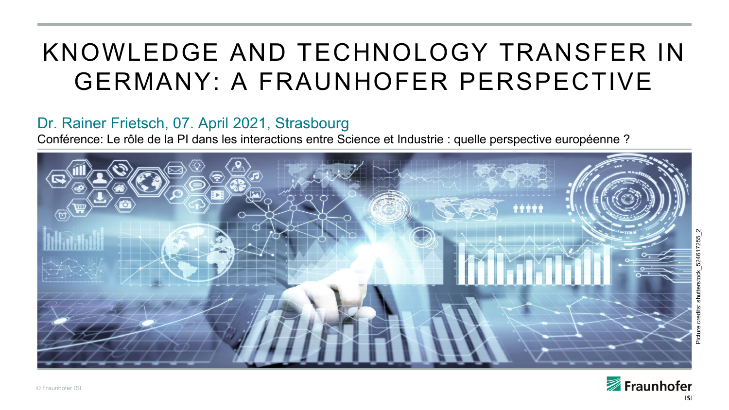# KNOWLEDGE AND TECHNOLOGY TRANSFER IN GERMANY: A FRAUNHOFER PERSPECTIVE

Dr. Rainer Frietsch, 07. April 2021, Strasbourg

Conférence: Le rôle de la PI dans les interactions entre Science et Industrie : quelle perspective européenne ?

Picture credits: shutterstock_524617255_2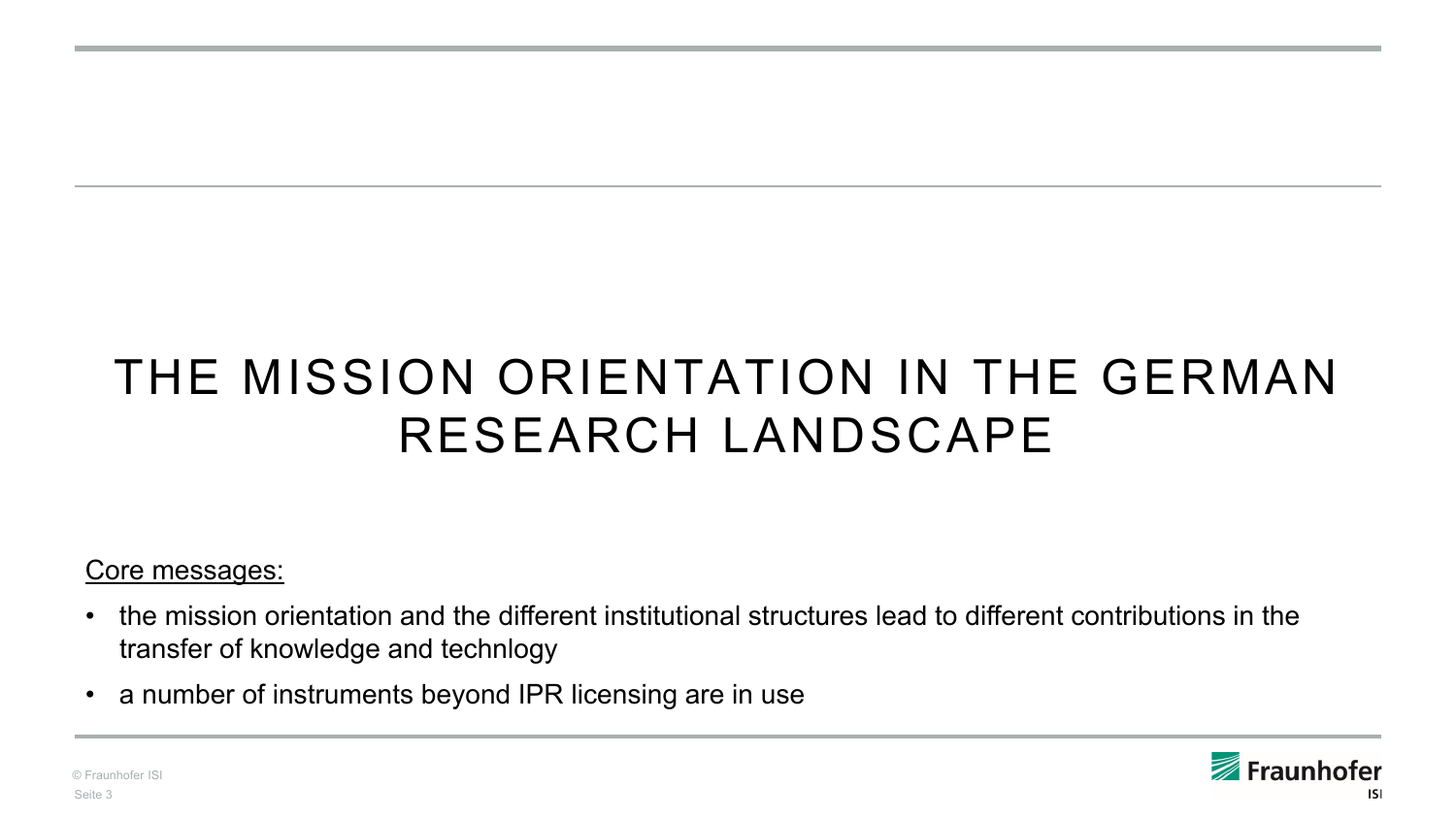# THE MISSION ORIENTATION IN THE GERMAN RESEARCH LANDSCAPE

Core messages:

- the mission orientation and the different institutional structures lead to different contributions in the transfer of knowledge and technlogy
- a number of instruments beyond IPR licensing are in use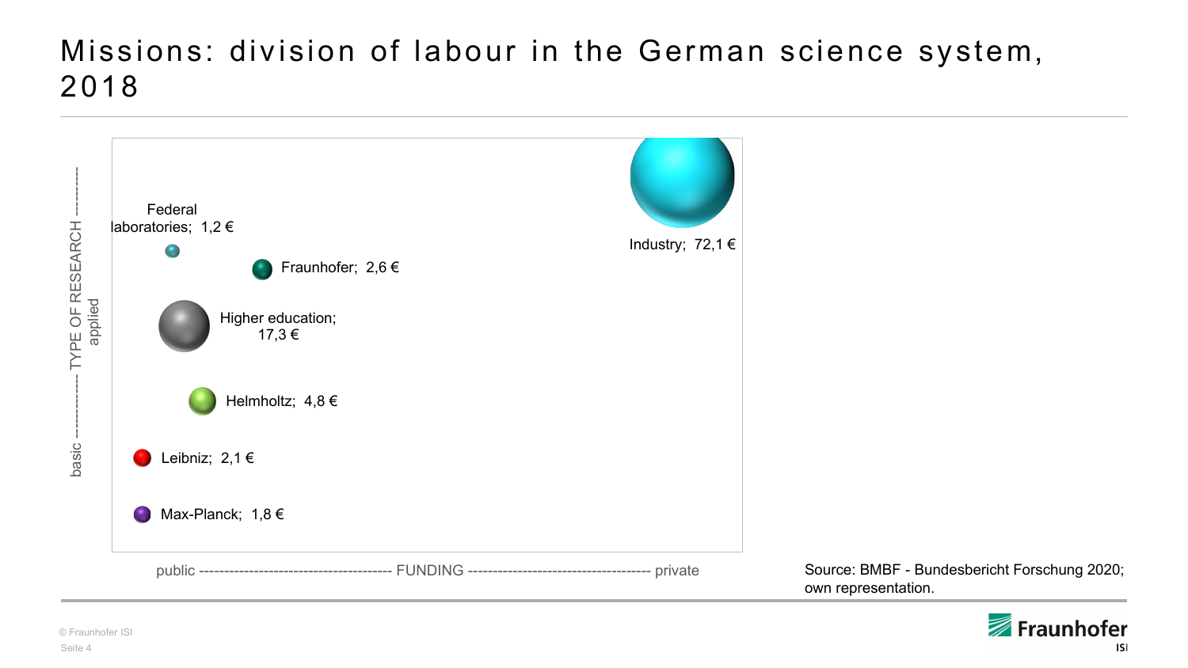# Missions: division of labour in the German science system, 2018

TYPE OF RESEARCH: basic ---------- applied

- Federal laboratories; 1,2 €
- Fraunhofer; 2,6 €
- Higher education; 17,3 €
- Helmholtz; 4,8 €
- Leibniz; 2,1 €
- Max-Planck; 1,8 €
- Industry; 72,1 €

public ---------- FUNDING ---------- private

Source: BMBF - Bundesbericht Forschung 2020; own representation.

© Fraunhofer ISI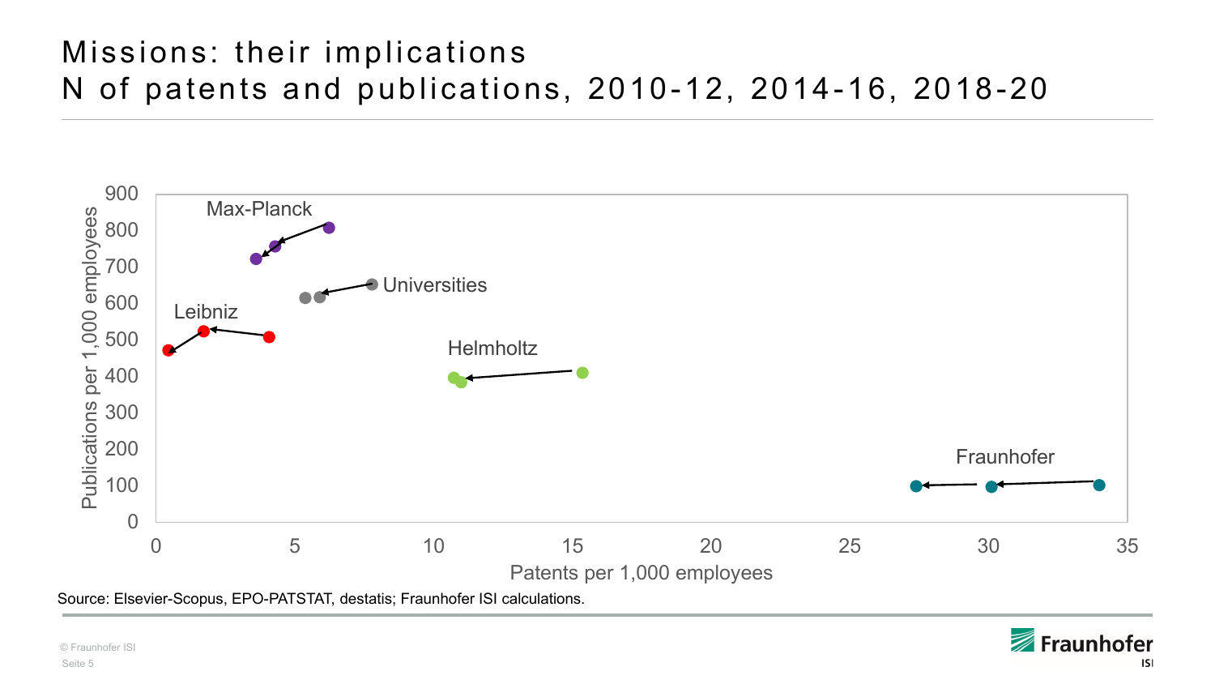# Missions: their implications
# N of patents and publications, 2010-12, 2014-16, 2018-20

Max-Planck

Universities

Leibniz

Helmholtz

Fraunhofer

Publications per 1,000 employees

Patents per 1,000 employees

Source: Elsevier-Scopus, EPO-PATSTAT, destatis; Fraunhofer ISI calculations.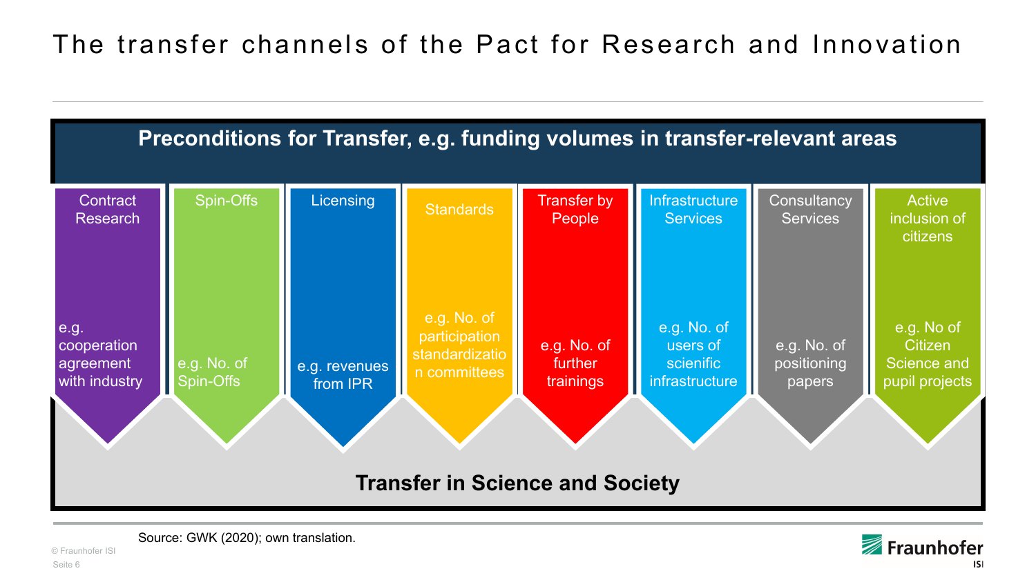# The transfer channels of the Pact for Research and Innovation

**Preconditions for Transfer, e.g. funding volumes in transfer-relevant areas**

| Contract Research | Spin-Offs | Licensing | Standards | Transfer by People | Infrastructure Services | Consultancy Services | Active inclusion of citizens |
|---|---|---|---|---|---|---|---|
| e.g. cooperation agreement with industry | e.g. No. of Spin-Offs | e.g. revenues from IPR | e.g. No. of participation standardizatio n committees | e.g. No. of further trainings | e.g. No. of users of scienific infrastructure | e.g. No. of positioning papers | e.g. No of Citizen Science and pupil projects |

**Transfer in Science and Society**

Source: GWK (2020); own translation.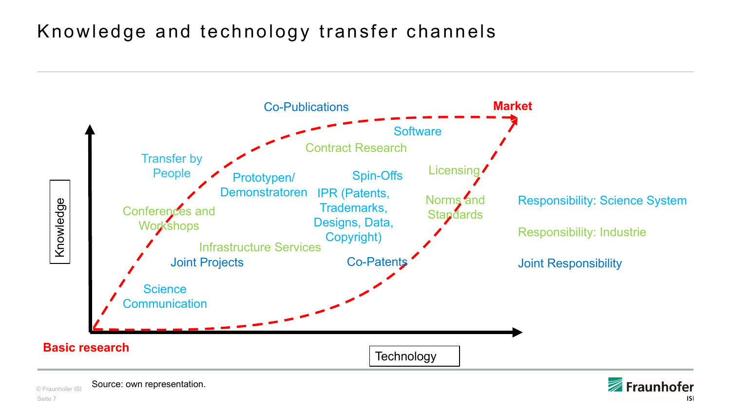# Knowledge and technology transfer channels

Co-Publications

Market

Software

Contract Research

Transfer by People

Prototypen/ Demonstratoren

Spin-Offs

Licensing

IPR (Patents, Trademarks, Designs, Data, Copyright)

Norms and Standards

Conferences and Workshops

Infrastructure Services

Joint Projects

Co-Patents

Science Communication

Knowledge

Technology

Basic research

Responsibility: Science System

Responsibility: Industrie

Joint Responsibility

Source: own representation.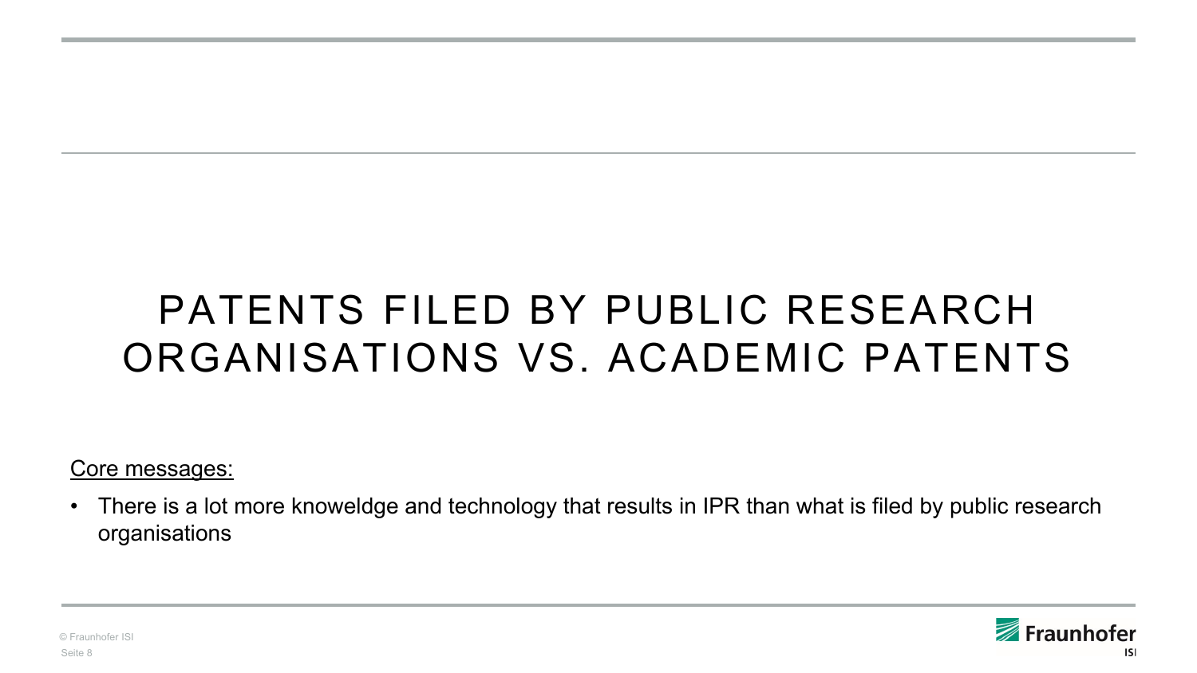# PATENTS FILED BY PUBLIC RESEARCH ORGANISATIONS VS. ACADEMIC PATENTS

Core messages:

- There is a lot more knoweldge and technology that results in IPR than what is filed by public research organisations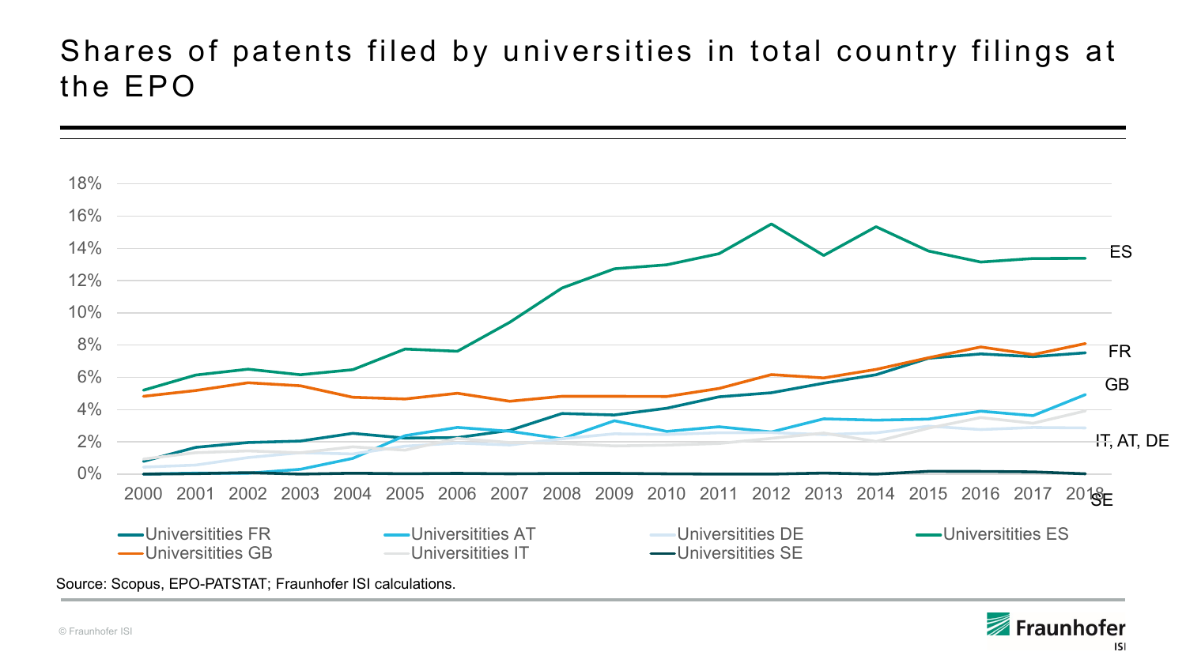# Shares of patents filed by universities in total country filings at the EPO

Source: Scopus, EPO-PATSTAT; Fraunhofer ISI calculations.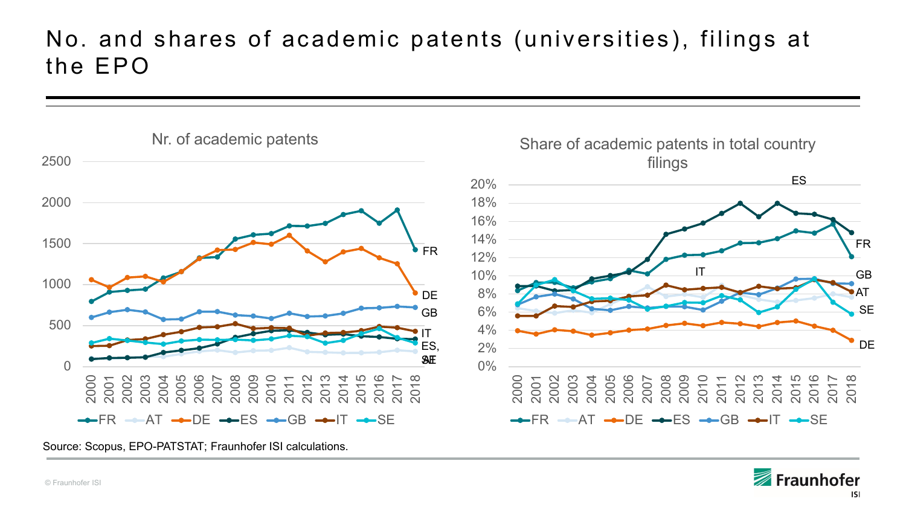# No. and shares of academic patents (universities), filings at the EPO

Nr. of academic patents

Share of academic patents in total country filings

Source: Scopus, EPO-PATSTAT; Fraunhofer ISI calculations.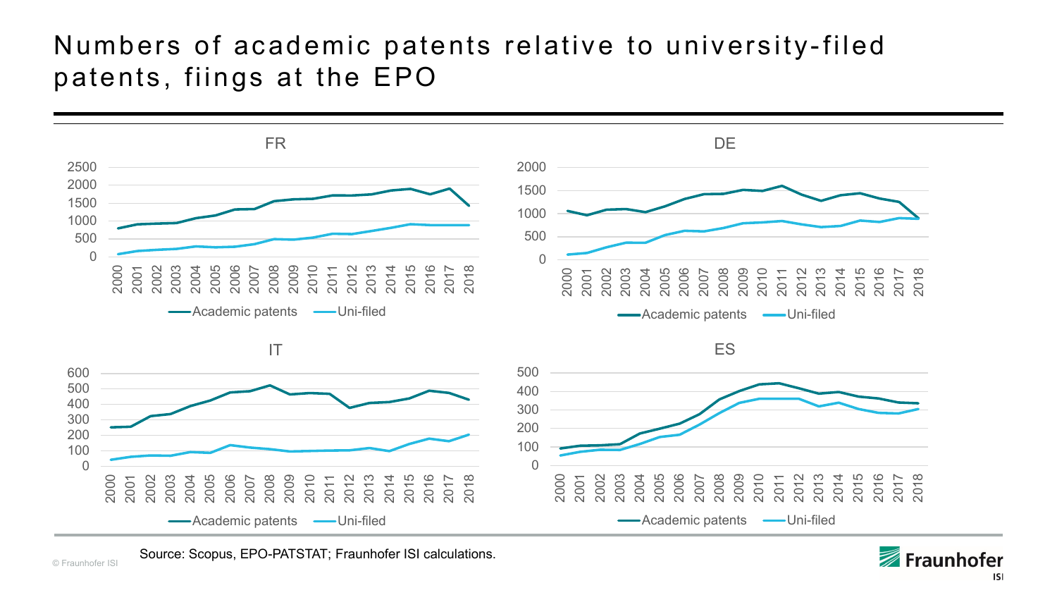# Numbers of academic patents relative to university-filed patents, fiings at the EPO

Source: Scopus, EPO-PATSTAT; Fraunhofer ISI calculations.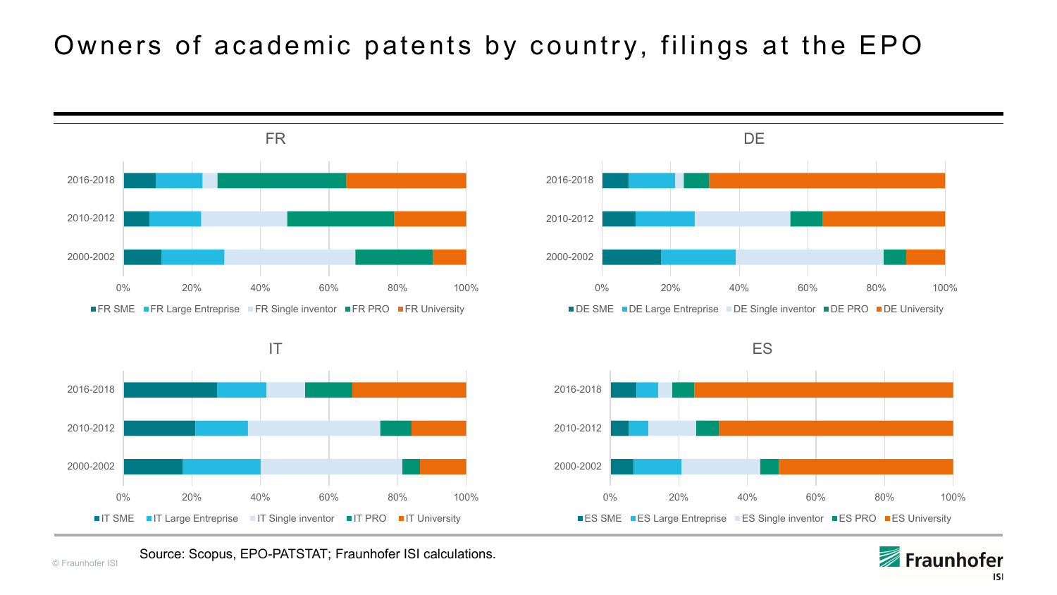# Owners of academic patents by country, filings at the EPO

## FR

Periods: 2016-2018, 2010-2012, 2000-2002

0% 20% 40% 60% 80% 100%

FR SME, FR Large Entreprise, FR Single inventor, FR PRO, FR University

## DE

Periods: 2016-2018, 2010-2012, 2000-2002

0% 20% 40% 60% 80% 100%

DE SME, DE Large Entreprise, DE Single inventor, DE PRO, DE University

## IT

Periods: 2016-2018, 2010-2012, 2000-2002

0% 20% 40% 60% 80% 100%

IT SME, IT Large Entreprise, IT Single inventor, IT PRO, IT University

## ES

Periods: 2016-2018, 2010-2012, 2000-2002

0% 20% 40% 60% 80% 100%

ES SME, ES Large Entreprise, ES Single inventor, ES PRO, ES University

Source: Scopus, EPO-PATSTAT; Fraunhofer ISI calculations.

© Fraunhofer ISI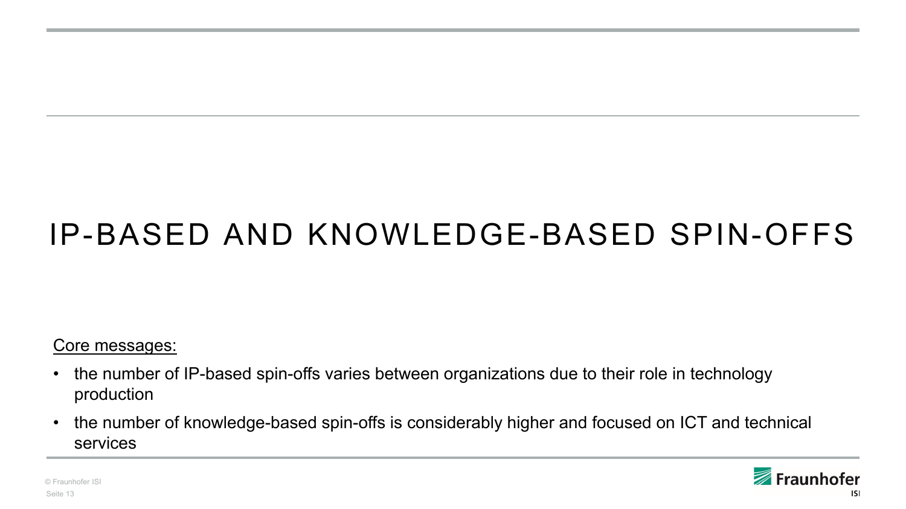# IP-BASED AND KNOWLEDGE-BASED SPIN-OFFS

Core messages:

- the number of IP-based spin-offs varies between organizations due to their role in technology production
- the number of knowledge-based spin-offs is considerably higher and focused on ICT and technical services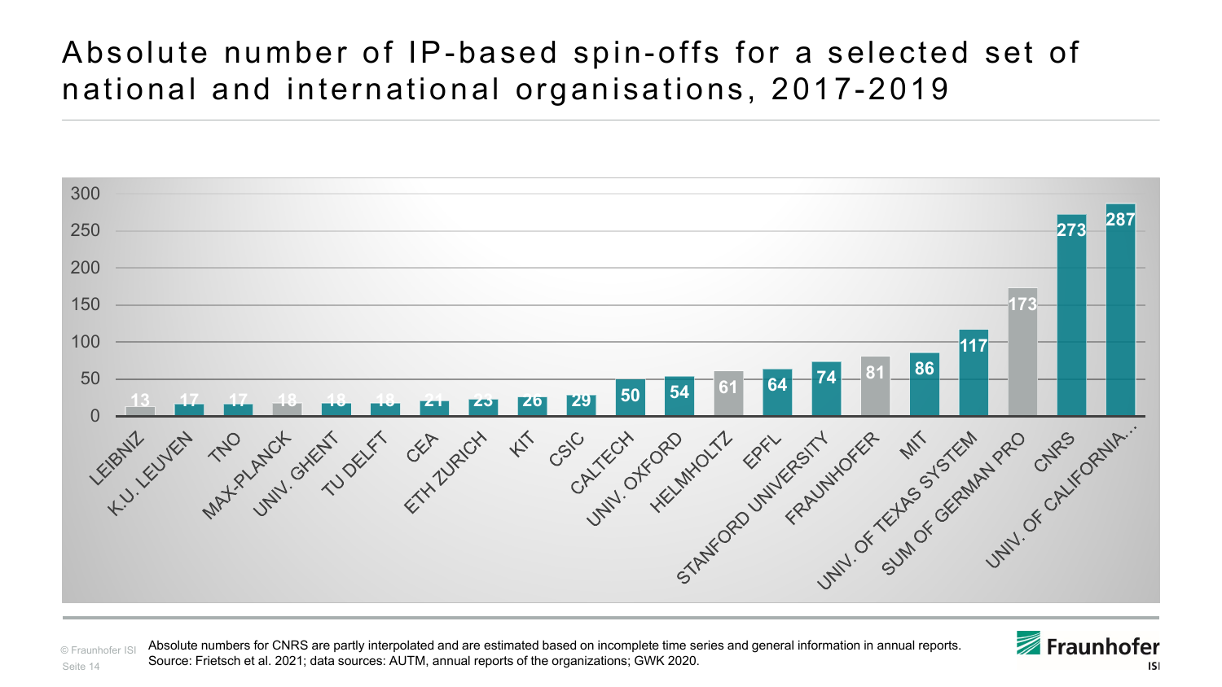# Absolute number of IP-based spin-offs for a selected set of national and international organisations, 2017-2019

| Organisation | Number of spin-offs |
|---|---|
| LEIBNIZ | 13 |
| K.U. LEUVEN | 17 |
| TNO | 17 |
| MAX-PLANCK | 18 |
| UNIV. GHENT | 18 |
| TU DELFT | 18 |
| CEA | 21 |
| ETH ZURICH | 23 |
| KIT | 26 |
| CSIC | 29 |
| CALTECH | 50 |
| UNIV. OXFORD | 54 |
| HELMHOLTZ | 61 |
| EPFL | 64 |
| STANFORD UNIVERSITY | 74 |
| FRAUNHOFER | 81 |
| MIT | 86 |
| UNIV. OF TEXAS SYSTEM | 117 |
| SUM OF GERMAN PRO | 173 |
| CNRS | 273 |
| UNIV. OF CALIFORNIA... | 287 |

Absolute numbers for CNRS are partly interpolated and are estimated based on incomplete time series and general information in annual reports.
Source: Frietsch et al. 2021; data sources: AUTM, annual reports of the organizations; GWK 2020.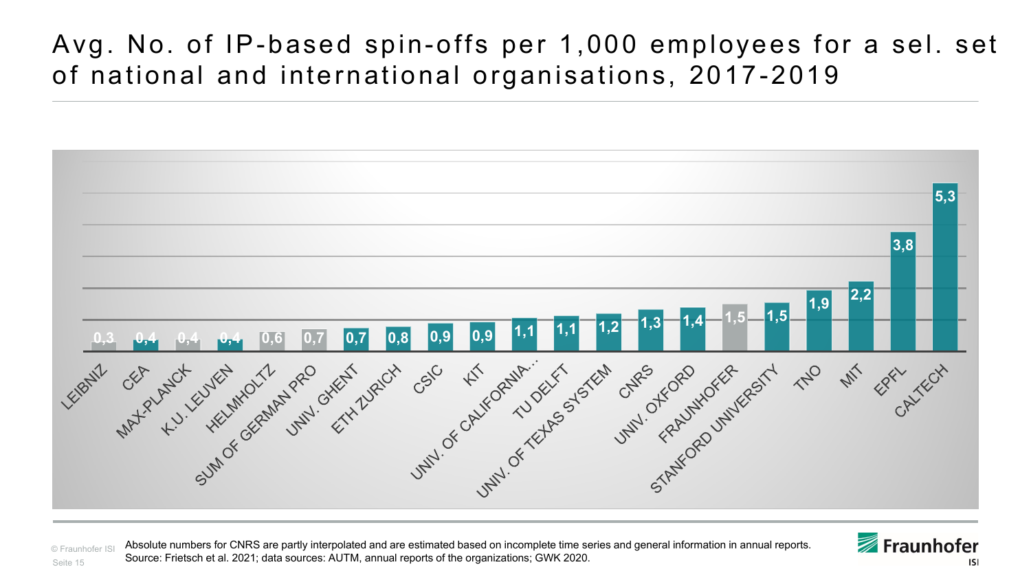# Avg. No. of IP-based spin-offs per 1,000 employees for a sel. set of national and international organisations, 2017-2019

| Organisation | Avg. No. of IP-based spin-offs per 1,000 employees |
| --- | --- |
| LEIBNIZ | 0,3 |
| CEA | 0,4 |
| MAX-PLANCK | 0,4 |
| K.U. LEUVEN | 0,4 |
| HELMHOLTZ | 0,6 |
| SUM OF GERMAN PRO | 0,7 |
| UNIV. GHENT | 0,7 |
| ETH ZURICH | 0,8 |
| CSIC | 0,9 |
| KIT | 0,9 |
| UNIV. OF CALIFORNIA… | 1,1 |
| TU DELFT | 1,1 |
| UNIV. OF TEXAS SYSTEM | 1,2 |
| CNRS | 1,3 |
| UNIV. OXFORD | 1,4 |
| FRAUNHOFER | 1,5 |
| STANFORD UNIVERSITY | 1,5 |
| TNO | 1,9 |
| MIT | 2,2 |
| EPFL | 3,8 |
| CALTECH | 5,3 |

Absolute numbers for CNRS are partly interpolated and are estimated based on incomplete time series and general information in annual reports.
Source: Frietsch et al. 2021; data sources: AUTM, annual reports of the organizations; GWK 2020.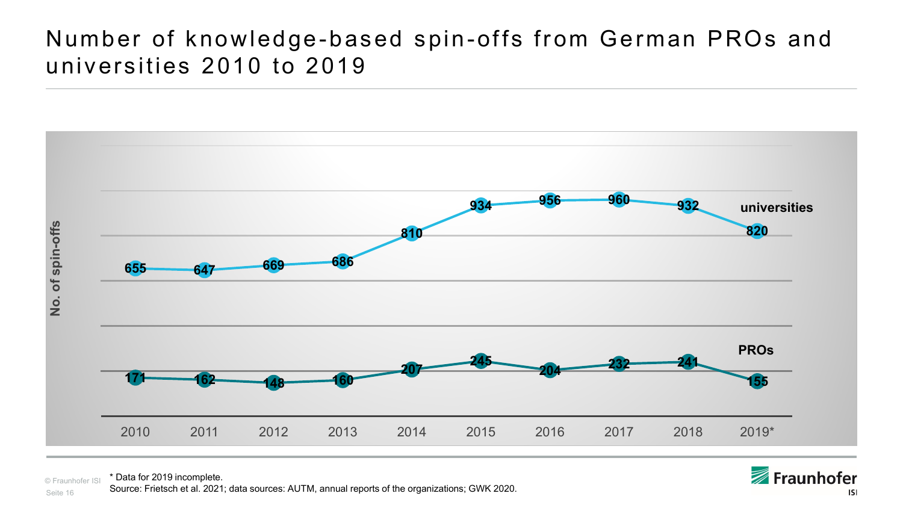# Number of knowledge-based spin-offs from German PROs and universities 2010 to 2019

| Year | universities | PROs |
| --- | --- | --- |
| 2010 | 655 | 171 |
| 2011 | 647 | 162 |
| 2012 | 669 | 148 |
| 2013 | 686 | 160 |
| 2014 | 810 | 207 |
| 2015 | 934 | 245 |
| 2016 | 956 | 204 |
| 2017 | 960 | 232 |
| 2018 | 932 | 241 |
| 2019* | 820 | 155 |

No. of spin-offs

* Data for 2019 incomplete.
Source: Frietsch et al. 2021; data sources: AUTM, annual reports of the organizations; GWK 2020.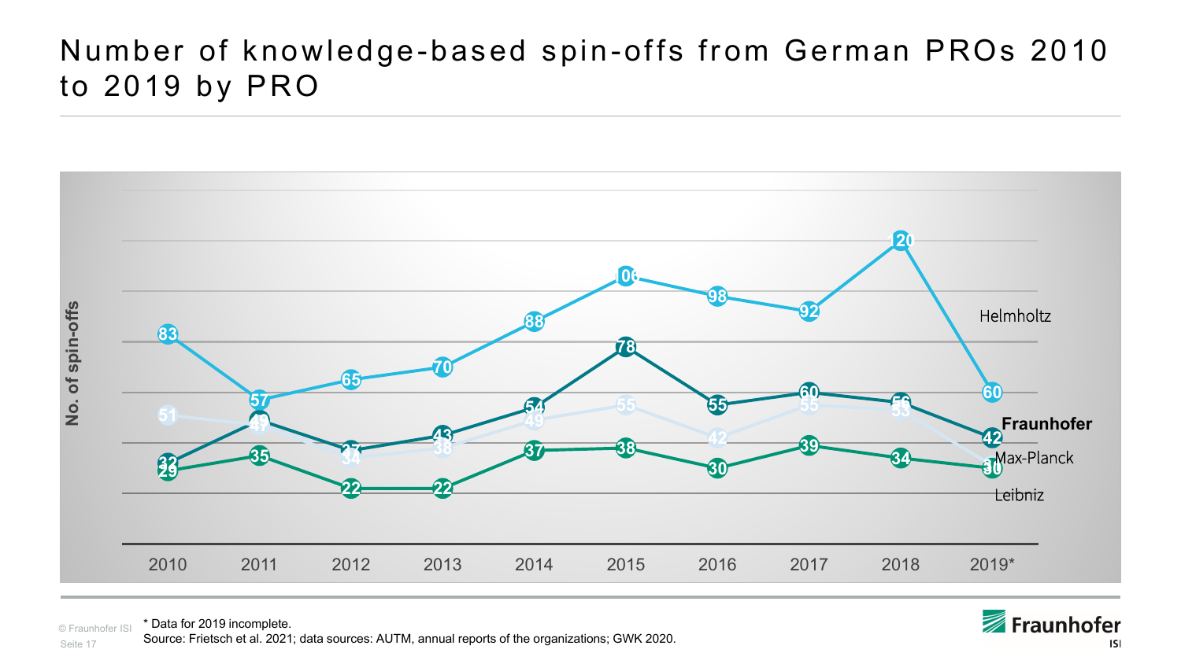# Number of knowledge-based spin-offs from German PROs 2010 to 2019 by PRO

No. of spin-offs

| PRO | 2010 | 2011 | 2012 | 2013 | 2014 | 2015 | 2016 | 2017 | 2018 | 2019* |
|---|---|---|---|---|---|---|---|---|---|---|
| Helmholtz | 83 | 57 | 65 | 70 | 88 | 106 | 98 | 92 | 120 | 60 |
| **Fraunhofer** | 32 | 49 | 37 | 43 | 54 | 78 | 55 | 60 | 56 | 42 |
| Max-Planck | 51 | 47 | 34 | 38 | 49 | 55 | 42 | 55 | 53 | 31 |
| Leibniz | 29 | 35 | 22 | 22 | 37 | 38 | 30 | 39 | 34 | 30 |

* Data for 2019 incomplete.

Source: Frietsch et al. 2021; data sources: AUTM, annual reports of the organizations; GWK 2020.

© Fraunhofer ISI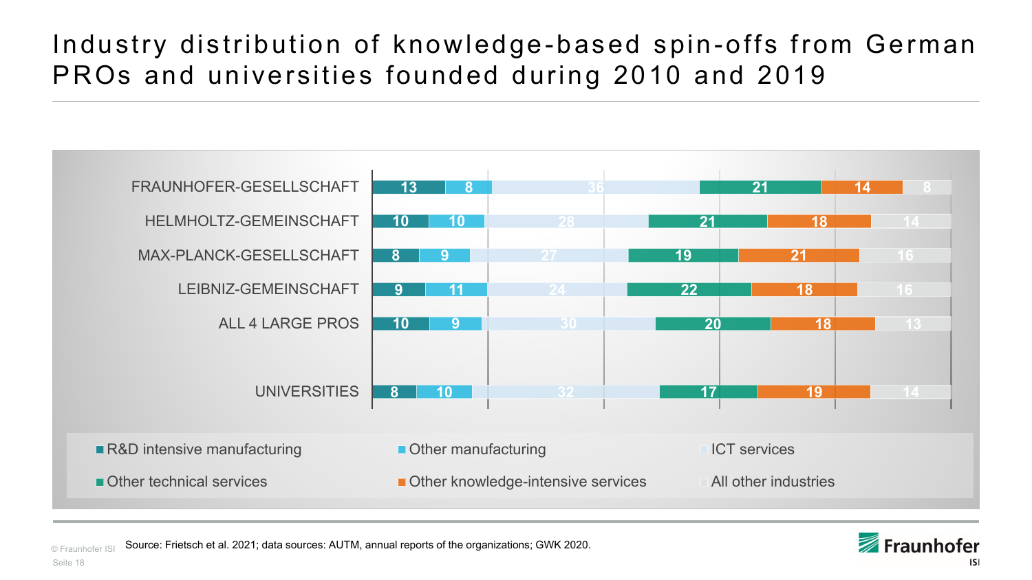# Industry distribution of knowledge-based spin-offs from German PROs and universities founded during 2010 and 2019

| | R&D intensive manufacturing | Other manufacturing | ICT services | Other technical services | Other knowledge-intensive services | All other industries |
|---|---|---|---|---|---|---|
| FRAUNHOFER-GESELLSCHAFT | 13 | 8 | 36 | 21 | 14 | 8 |
| HELMHOLTZ-GEMEINSCHAFT | 10 | 10 | 28 | 21 | 18 | 14 |
| MAX-PLANCK-GESELLSCHAFT | 8 | 9 | 27 | 19 | 21 | 16 |
| LEIBNIZ-GEMEINSCHAFT | 9 | 11 | 24 | 22 | 18 | 16 |
| ALL 4 LARGE PROS | 10 | 9 | 30 | 20 | 18 | 13 |
| UNIVERSITIES | 8 | 10 | 32 | 17 | 19 | 14 |

Source: Frietsch et al. 2021; data sources: AUTM, annual reports of the organizations; GWK 2020.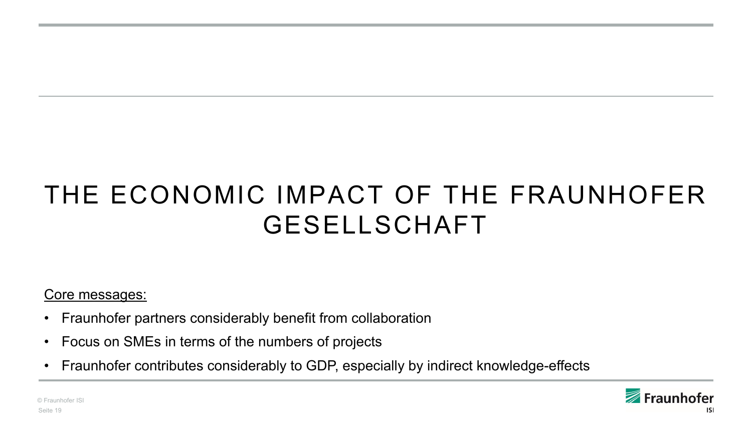# THE ECONOMIC IMPACT OF THE FRAUNHOFER GESELLSCHAFT

Core messages:

- Fraunhofer partners considerably benefit from collaboration
- Focus on SMEs in terms of the numbers of projects
- Fraunhofer contributes considerably to GDP, especially by indirect knowledge-effects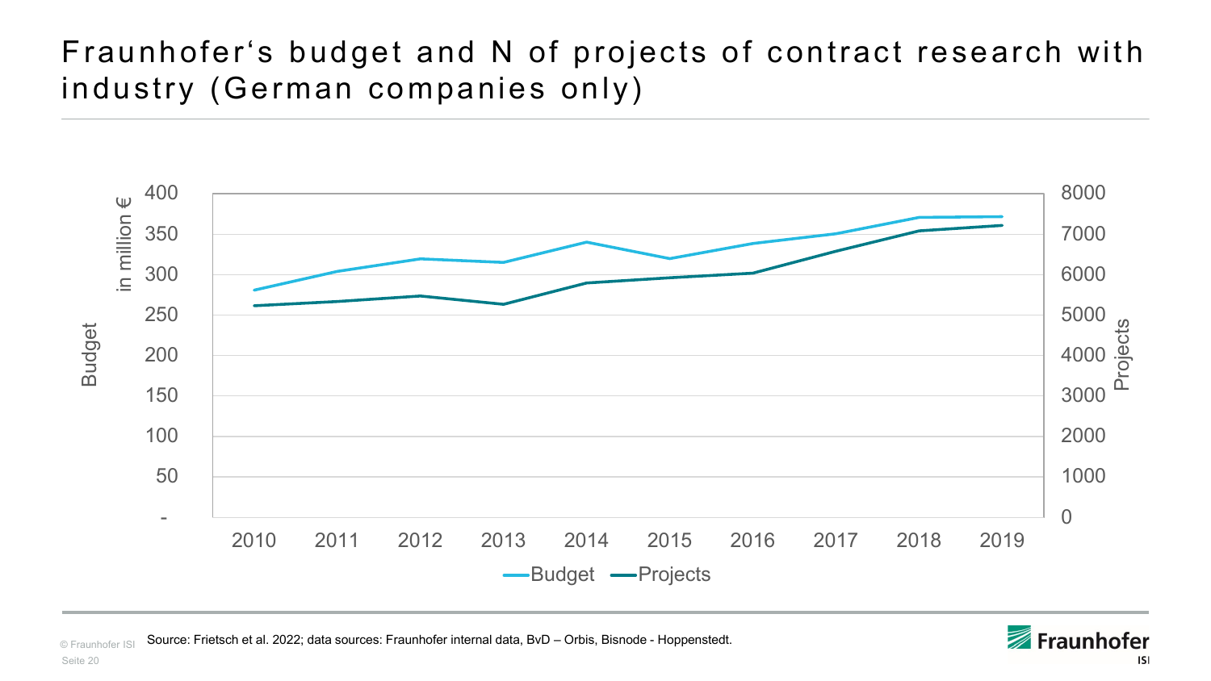# Fraunhofer's budget and N of projects of contract research with industry (German companies only)

Source: Frietsch et al. 2022; data sources: Fraunhofer internal data, BvD – Orbis, Bisnode - Hoppenstedt.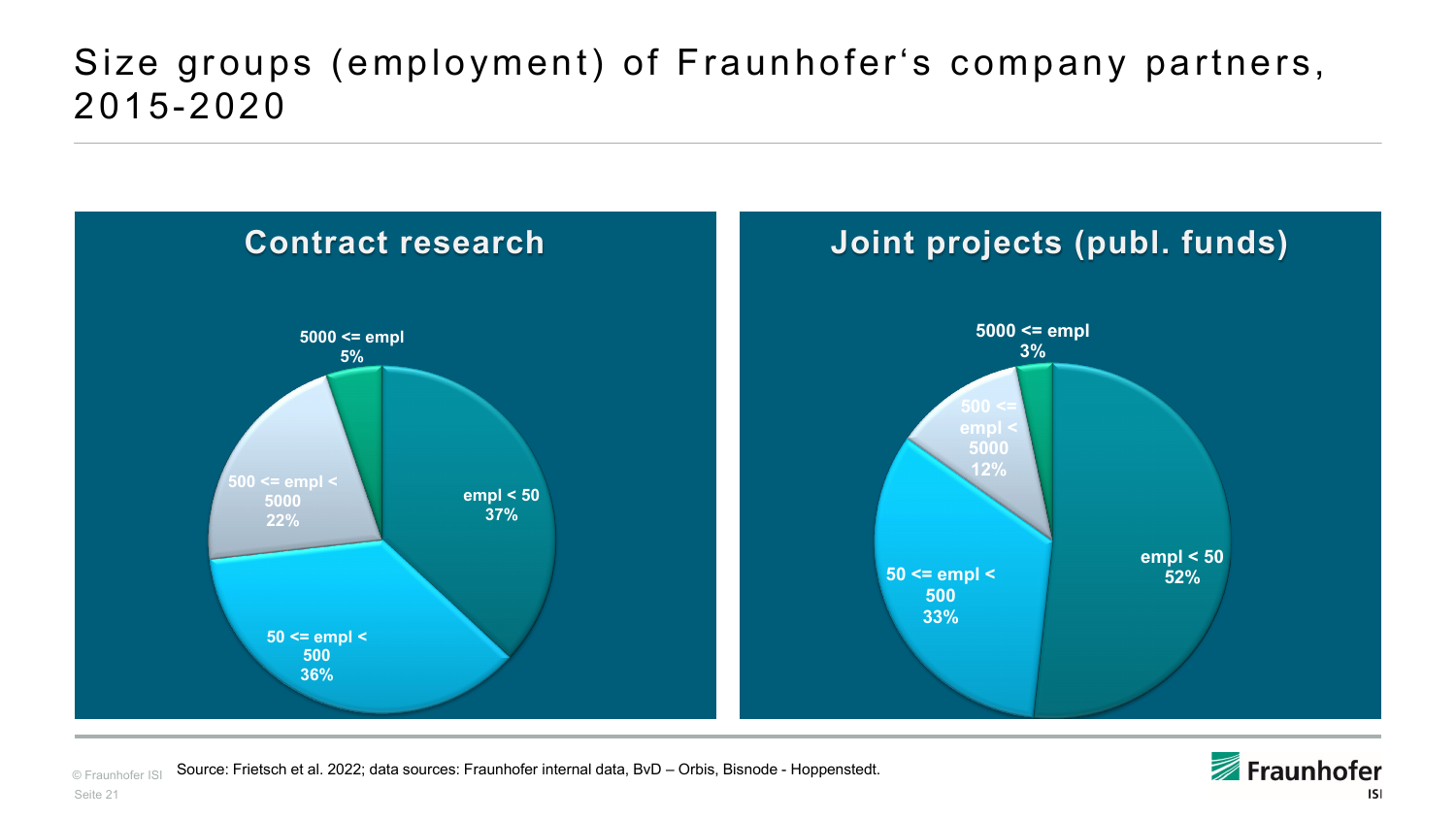# Size groups (employment) of Fraunhofer‘s company partners, 2015-2020

## Contract research

| Size group | Share |
|---|---|
| empl < 50 | 37% |
| 50 <= empl < 500 | 36% |
| 500 <= empl < 5000 | 22% |
| 5000 <= empl | 5% |

## Joint projects (publ. funds)

| Size group | Share |
|---|---|
| empl < 50 | 52% |
| 50 <= empl < 500 | 33% |
| 500 <= empl < 5000 | 12% |
| 5000 <= empl | 3% |

Source: Frietsch et al. 2022; data sources: Fraunhofer internal data, BvD – Orbis, Bisnode - Hoppenstedt.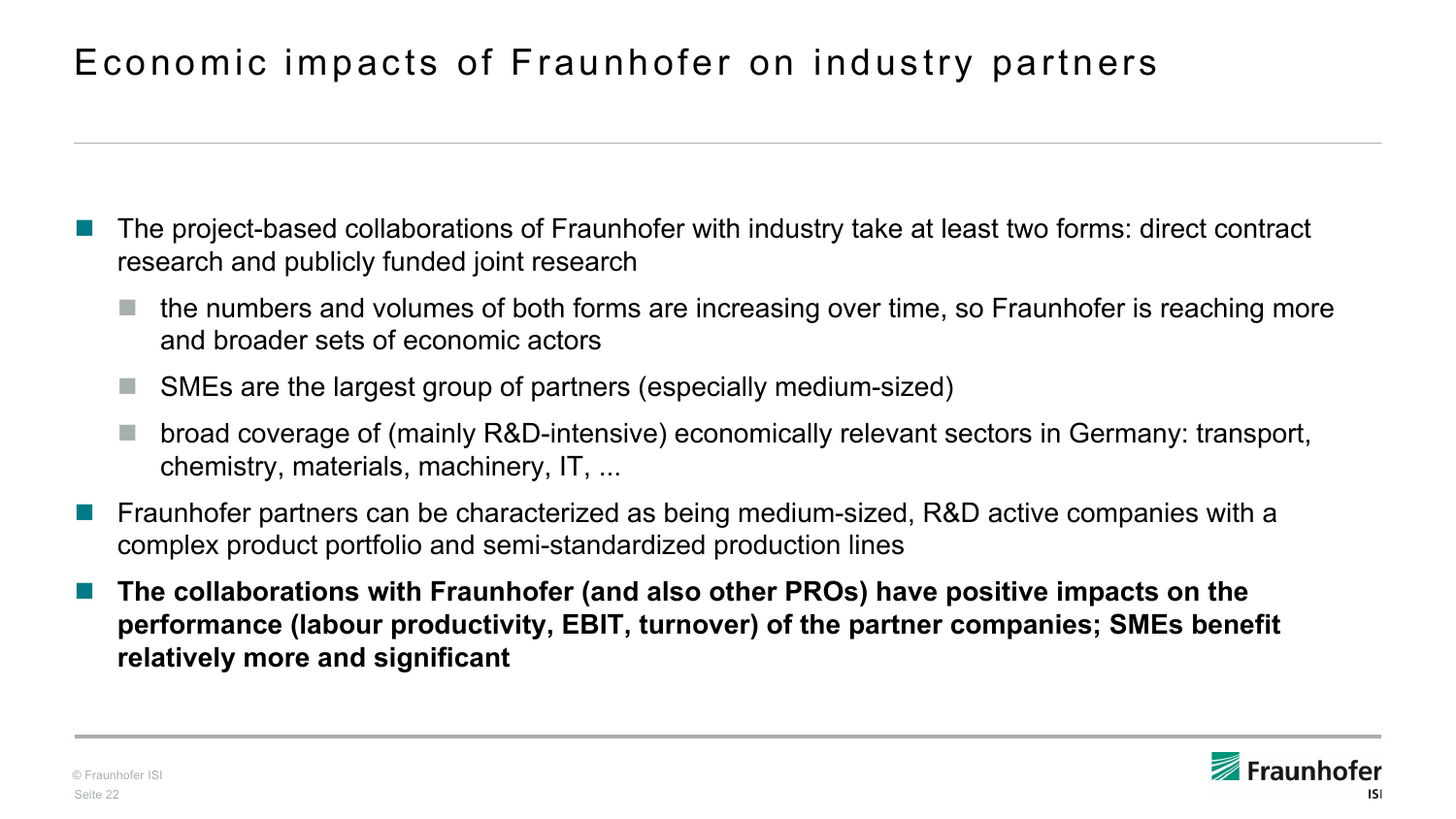# Economic impacts of Fraunhofer on industry partners

- The project-based collaborations of Fraunhofer with industry take at least two forms: direct contract research and publicly funded joint research
  - the numbers and volumes of both forms are increasing over time, so Fraunhofer is reaching more and broader sets of economic actors
  - SMEs are the largest group of partners (especially medium-sized)
  - broad coverage of (mainly R&D-intensive) economically relevant sectors in Germany: transport, chemistry, materials, machinery, IT, ...
- Fraunhofer partners can be characterized as being medium-sized, R&D active companies with a complex product portfolio and semi-standardized production lines
- **The collaborations with Fraunhofer (and also other PROs) have positive impacts on the performance (labour productivity, EBIT, turnover) of the partner companies; SMEs benefit relatively more and significant**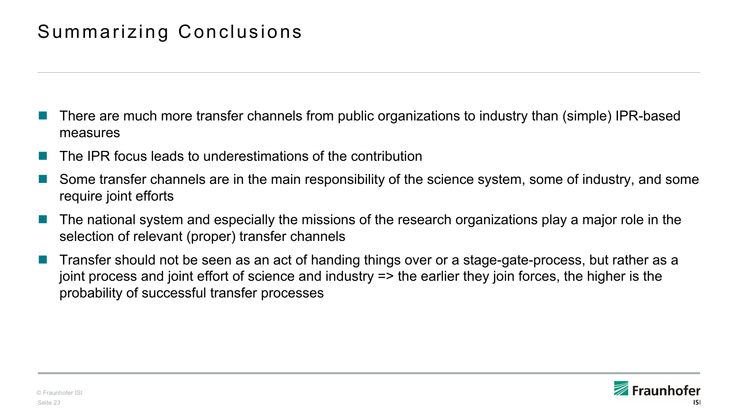# Summarizing Conclusions

- There are much more transfer channels from public organizations to industry than (simple) IPR-based measures
- The IPR focus leads to underestimations of the contribution
- Some transfer channels are in the main responsibility of the science system, some of industry, and some require joint efforts
- The national system and especially the missions of the research organizations play a major role in the selection of relevant (proper) transfer channels
- Transfer should not be seen as an act of handing things over or a stage-gate-process, but rather as a joint process and joint effort of science and industry => the earlier they join forces, the higher is the probability of successful transfer processes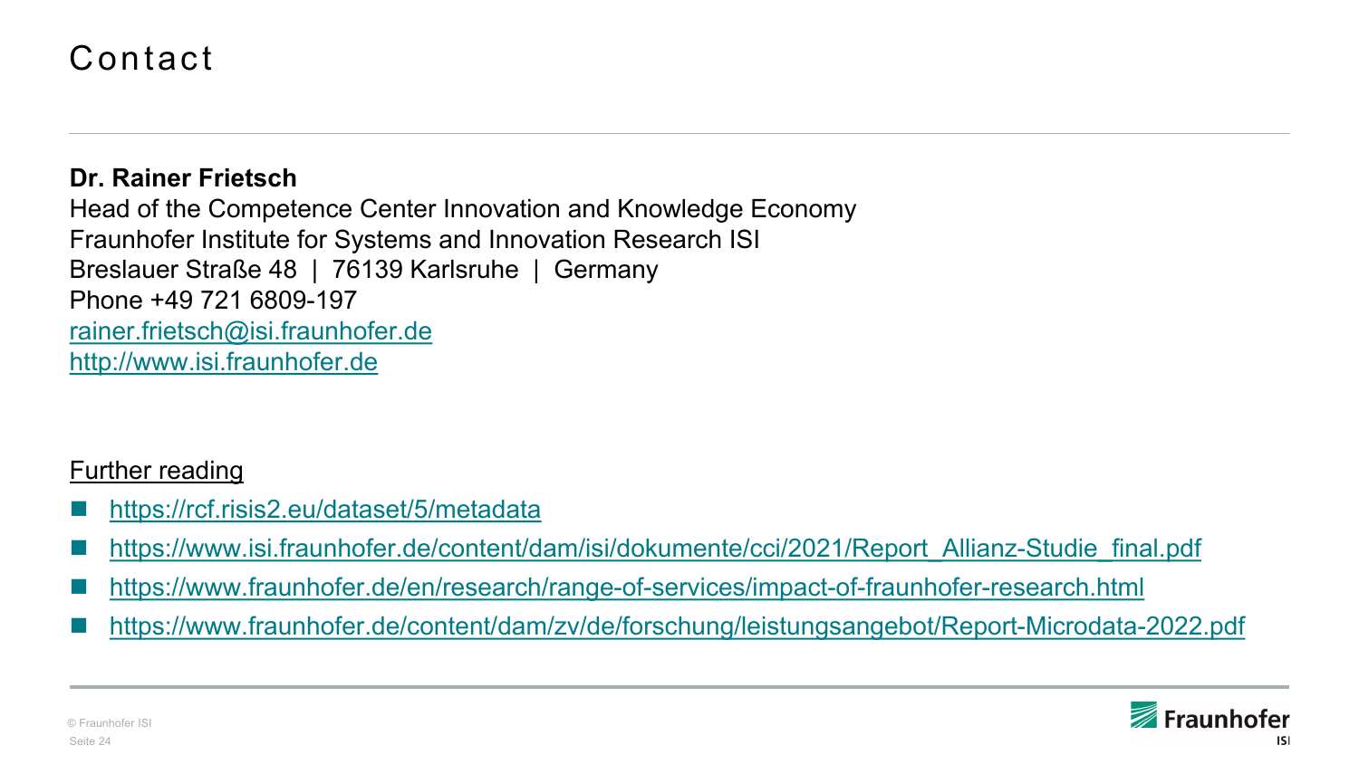# Contact

**Dr. Rainer Frietsch**
Head of the Competence Center Innovation and Knowledge Economy
Fraunhofer Institute for Systems and Innovation Research ISI
Breslauer Straße 48 | 76139 Karlsruhe | Germany
Phone +49 721 6809-197
rainer.frietsch@isi.fraunhofer.de
http://www.isi.fraunhofer.de

Further reading

- https://rcf.risis2.eu/dataset/5/metadata
- https://www.isi.fraunhofer.de/content/dam/isi/dokumente/cci/2021/Report_Allianz-Studie_final.pdf
- https://www.fraunhofer.de/en/research/range-of-services/impact-of-fraunhofer-research.html
- https://www.fraunhofer.de/content/dam/zv/de/forschung/leistungsangebot/Report-Microdata-2022.pdf